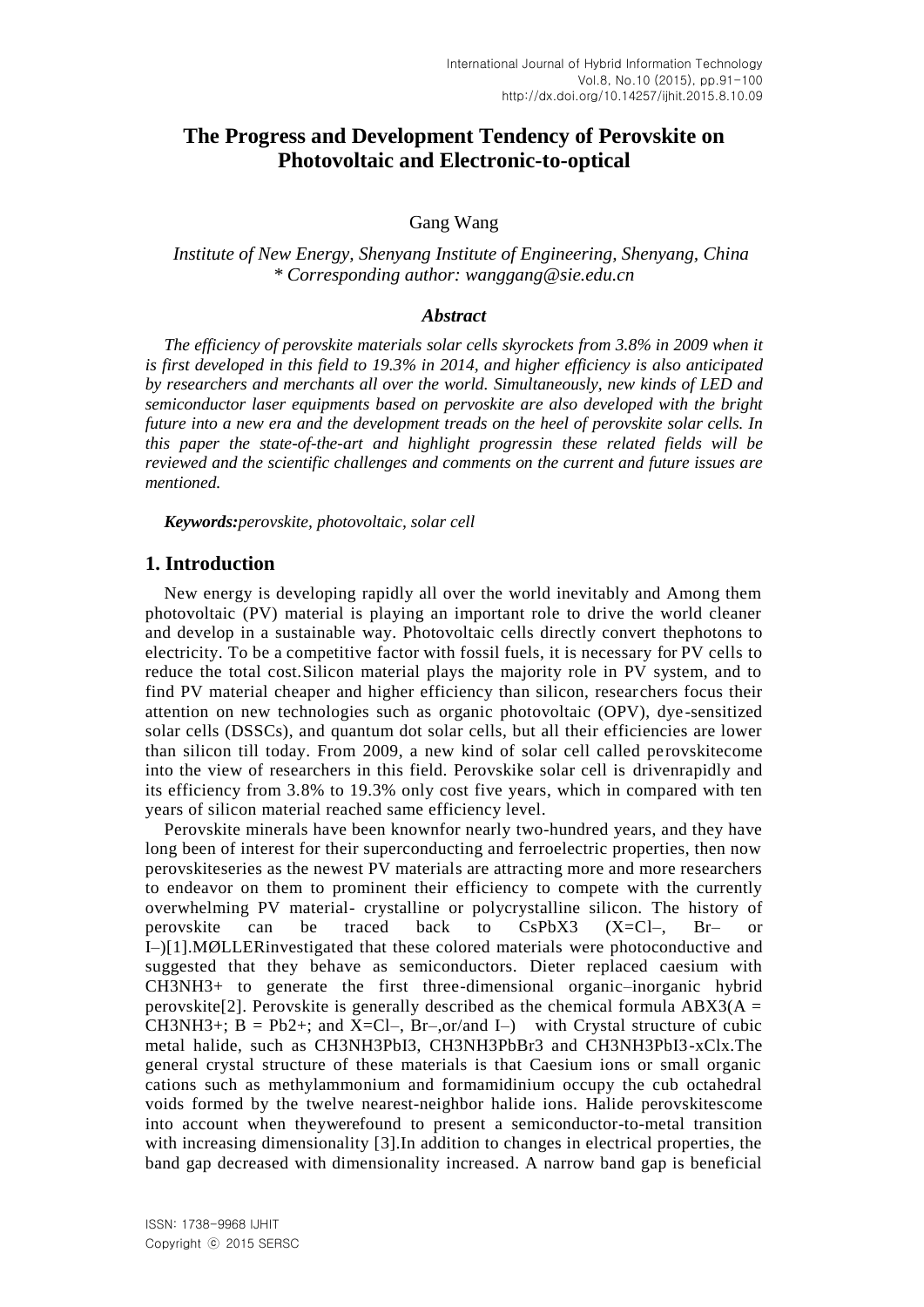# The Progress and Development Tendency of Perovskite on Photovoltaic and Electronic-to-optical

Gang Wang

*Institute of New Energy, Shenyang Institute of Engineering, Shenyang, China*
*\* Corresponding author: wanggang@sie.edu.cn*

### *Abstract*

*The efficiency of perovskite materials solar cells skyrockets from 3.8% in 2009 when it is first developed in this field to 19.3% in 2014, and higher efficiency is also anticipated by researchers and merchants all over the world. Simultaneously, new kinds of LED and semiconductor laser equipments based on pervoskite are also developed with the bright future into a new era and the development treads on the heel of perovskite solar cells. In this paper the state-of-the-art and highlight progressin these related fields will be reviewed and the scientific challenges and comments on the current and future issues are mentioned.*

***Keywords:****perovskite, photovoltaic, solar cell*

## 1. Introduction

New energy is developing rapidly all over the world inevitably and Among them photovoltaic (PV) material is playing an important role to drive the world cleaner and develop in a sustainable way. Photovoltaic cells directly convert thephotons to electricity. To be a competitive factor with fossil fuels, it is necessary for PV cells to reduce the total cost.Silicon material plays the majority role in PV system, and to find PV material cheaper and higher efficiency than silicon, researchers focus their attention on new technologies such as organic photovoltaic (OPV), dye-sensitized solar cells (DSSCs), and quantum dot solar cells, but all their efficiencies are lower than silicon till today. From 2009, a new kind of solar cell called perovskitecome into the view of researchers in this field. Perovskike solar cell is drivenrapidly and its efficiency from 3.8% to 19.3% only cost five years, which in compared with ten years of silicon material reached same efficiency level.

Perovskite minerals have been knownfor nearly two-hundred years, and they have long been of interest for their superconducting and ferroelectric properties, then now perovskiteseries as the newest PV materials are attracting more and more researchers to endeavor on them to prominent their efficiency to compete with the currently overwhelming PV material- crystalline or polycrystalline silicon. The history of perovskite can be traced back to $CsPbX_3$ (X=$Cl^–$, $Br^–$ or $I^–$)[1].MØLLERinvestigated that these colored materials were photoconductive and suggested that they behave as semiconductors. Dieter replaced caesium with $CH_3NH_3^+$ to generate the first three-dimensional organic–inorganic hybrid perovskite[2]. Perovskite is generally described as the chemical formula $ABX_3$(A = $CH_3NH_3^+$; B = $Pb^{2+}$; and X=$Cl^–$, $Br^–$,or/and $I^–$) with Crystal structure of cubic metal halide, such as $CH_3NH_3PbI_3$, $CH_3NH_3PbBr_3$ and $CH_3NH_3PbI_{3-x}Cl_x$.The general crystal structure of these materials is that Caesium ions or small organic cations such as methylammonium and formamidinium occupy the cub octahedral voids formed by the twelve nearest-neighbor halide ions. Halide perovskitescome into account when theywerefound to present a semiconductor-to-metal transition with increasing dimensionality [3].In addition to changes in electrical properties, the band gap decreased with dimensionality increased. A narrow band gap is beneficial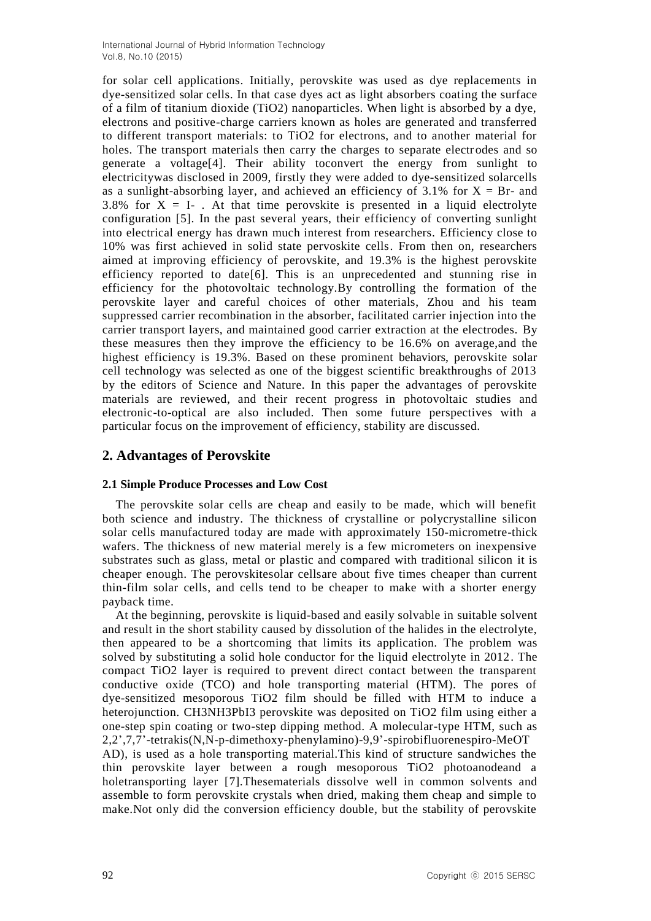for solar cell applications. Initially, perovskite was used as dye replacements in dye-sensitized solar cells. In that case dyes act as light absorbers coating the surface of a film of titanium dioxide ($TiO_2$) nanoparticles. When light is absorbed by a dye, electrons and positive-charge carriers known as holes are generated and transferred to different transport materials: to $TiO_2$ for electrons, and to another material for holes. The transport materials then carry the charges to separate electrodes and so generate a voltage[4]. Their ability toconvert the energy from sunlight to electricitywas disclosed in 2009, firstly they were added to dye-sensitized solarcells as a sunlight-absorbing layer, and achieved an efficiency of 3.1% for $X = Br^-$ and 3.8% for $X = I^-$ . At that time perovskite is presented in a liquid electrolyte configuration [5]. In the past several years, their efficiency of converting sunlight into electrical energy has drawn much interest from researchers. Efficiency close to 10% was first achieved in solid state pervoskite cells. From then on, researchers aimed at improving efficiency of perovskite, and 19.3% is the highest perovskite efficiency reported to date[6]. This is an unprecedented and stunning rise in efficiency for the photovoltaic technology.By controlling the formation of the perovskite layer and careful choices of other materials, Zhou and his team suppressed carrier recombination in the absorber, facilitated carrier injection into the carrier transport layers, and maintained good carrier extraction at the electrodes. By these measures then they improve the efficiency to be 16.6% on average,and the highest efficiency is 19.3%. Based on these prominent behaviors, perovskite solar cell technology was selected as one of the biggest scientific breakthroughs of 2013 by the editors of Science and Nature. In this paper the advantages of perovskite materials are reviewed, and their recent progress in photovoltaic studies and electronic-to-optical are also included. Then some future perspectives with a particular focus on the improvement of efficiency, stability are discussed.

## 2. Advantages of Perovskite

### 2.1 Simple Produce Processes and Low Cost

The perovskite solar cells are cheap and easily to be made, which will benefit both science and industry. The thickness of crystalline or polycrystalline silicon solar cells manufactured today are made with approximately 150-micrometre-thick wafers. The thickness of new material merely is a few micrometers on inexpensive substrates such as glass, metal or plastic and compared with traditional silicon it is cheaper enough. The perovskitesolar cellsare about five times cheaper than current thin-film solar cells, and cells tend to be cheaper to make with a shorter energy payback time.

At the beginning, perovskite is liquid-based and easily solvable in suitable solvent and result in the short stability caused by dissolution of the halides in the electrolyte, then appeared to be a shortcoming that limits its application. The problem was solved by substituting a solid hole conductor for the liquid electrolyte in 2012. The compact $TiO_2$ layer is required to prevent direct contact between the transparent conductive oxide (TCO) and hole transporting material (HTM). The pores of dye-sensitized mesoporous $TiO_2$ film should be filled with HTM to induce a heterojunction. $CH_3NH_3PbI_3$ perovskite was deposited on $TiO_2$ film using either a one-step spin coating or two-step dipping method. A molecular-type HTM, such as 2,2',7,7'-tetrakis(N,N-p-dimethoxy-phenylamino)-9,9'-spirobifluorenespiro-MeOTAD), is used as a hole transporting material.This kind of structure sandwiches the thin perovskite layer between a rough mesoporous $TiO_2$ photoanodeand a holetransporting layer [7].Thesematerials dissolve well in common solvents and assemble to form perovskite crystals when dried, making them cheap and simple to make.Not only did the conversion efficiency double, but the stability of perovskite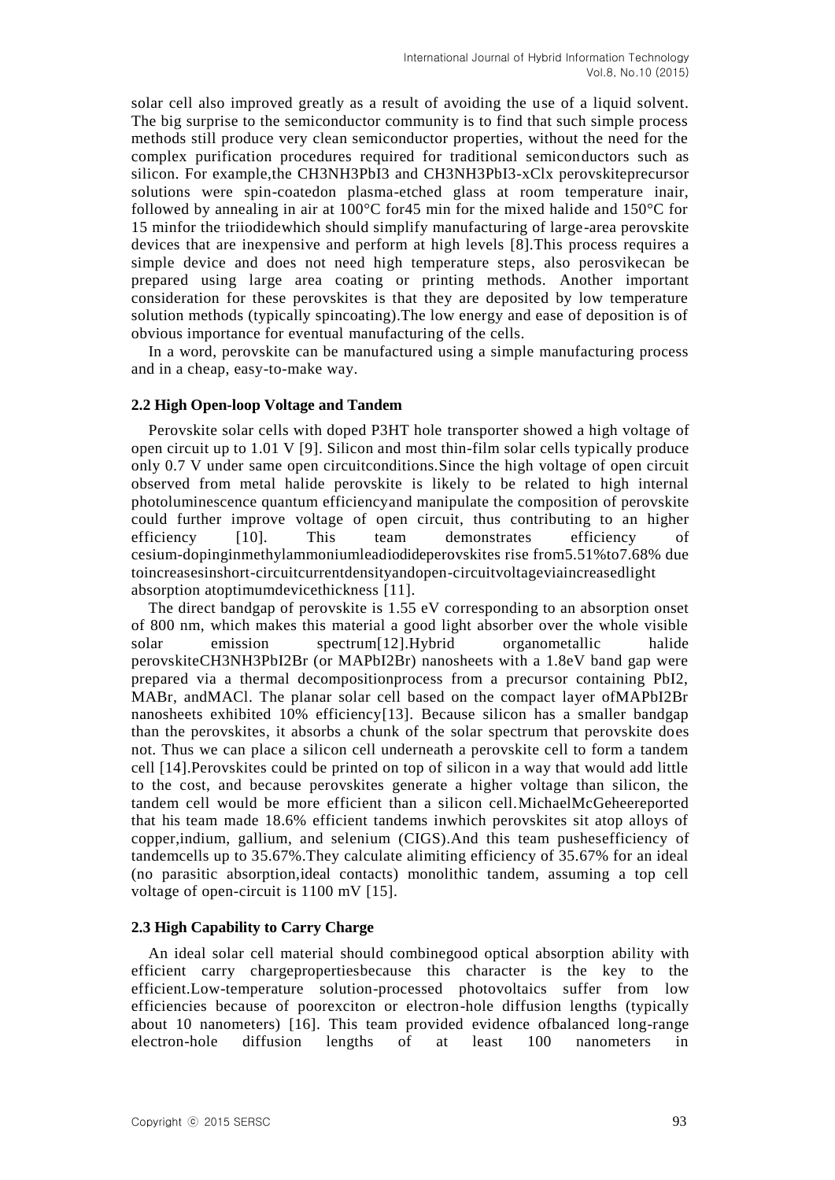solar cell also improved greatly as a result of avoiding the use of a liquid solvent. The big surprise to the semiconductor community is to find that such simple process methods still produce very clean semiconductor properties, without the need for the complex purification procedures required for traditional semiconductors such as silicon. For example,the $CH_3NH_3PbI_3$ and $CH_3NH_3PbI_{3-x}Cl_x$ perovskiteprecursor solutions were spin-coatedon plasma-etched glass at room temperature inair, followed by annealing in air at 100°C for45 min for the mixed halide and 150°C for 15 minfor the triiodidewhich should simplify manufacturing of large-area perovskite devices that are inexpensive and perform at high levels [8].This process requires a simple device and does not need high temperature steps, also perosvikecan be prepared using large area coating or printing methods. Another important consideration for these perovskites is that they are deposited by low temperature solution methods (typically spincoating).The low energy and ease of deposition is of obvious importance for eventual manufacturing of the cells.

In a word, perovskite can be manufactured using a simple manufacturing process and in a cheap, easy-to-make way.

### 2.2 High Open-loop Voltage and Tandem

Perovskite solar cells with doped P3HT hole transporter showed a high voltage of open circuit up to 1.01 V [9]. Silicon and most thin-film solar cells typically produce only 0.7 V under same open circuitconditions.Since the high voltage of open circuit observed from metal halide perovskite is likely to be related to high internal photoluminescence quantum efficiencyand manipulate the composition of perovskite could further improve voltage of open circuit, thus contributing to an higher efficiency [10]. This team demonstrates efficiency of cesium-dopinginmethylammoniumleadiodideperovskites rise from5.51%to7.68% due toincreasesinshort-circuitcurrentdensityandopen-circuitvoltageviaincreasedlight absorption atoptimumdevicethickness [11].

The direct bandgap of perovskite is 1.55 eV corresponding to an absorption onset of 800 nm, which makes this material a good light absorber over the whole visible solar emission spectrum[12].Hybrid organometallic halide perovskite$CH_3NH_3PbI_2Br$ (or $MAPbI_2Br$) nanosheets with a 1.8eV band gap were prepared via a thermal decompositionprocess from a precursor containing $PbI_2$, MABr, andMACl. The planar solar cell based on the compact layer of$MAPbI_2Br$ nanosheets exhibited 10% efficiency[13]. Because silicon has a smaller bandgap than the perovskites, it absorbs a chunk of the solar spectrum that perovskite does not. Thus we can place a silicon cell underneath a perovskite cell to form a tandem cell [14].Perovskites could be printed on top of silicon in a way that would add little to the cost, and because perovskites generate a higher voltage than silicon, the tandem cell would be more efficient than a silicon cell.MichaelMcGeheereported that his team made 18.6% efficient tandems inwhich perovskites sit atop alloys of copper,indium, gallium, and selenium (CIGS).And this team pushesefficiency of tandemcells up to 35.67%.They calculate alimiting efficiency of 35.67% for an ideal (no parasitic absorption,ideal contacts) monolithic tandem, assuming a top cell voltage of open-circuit is 1100 mV [15].

### 2.3 High Capability to Carry Charge

An ideal solar cell material should combinegood optical absorption ability with efficient carry chargepropertiesbecause this character is the key to the efficient.Low-temperature solution-processed photovoltaics suffer from low efficiencies because of poorexciton or electron-hole diffusion lengths (typically about 10 nanometers) [16]. This team provided evidence ofbalanced long-range electron-hole diffusion lengths of at least 100 nanometers in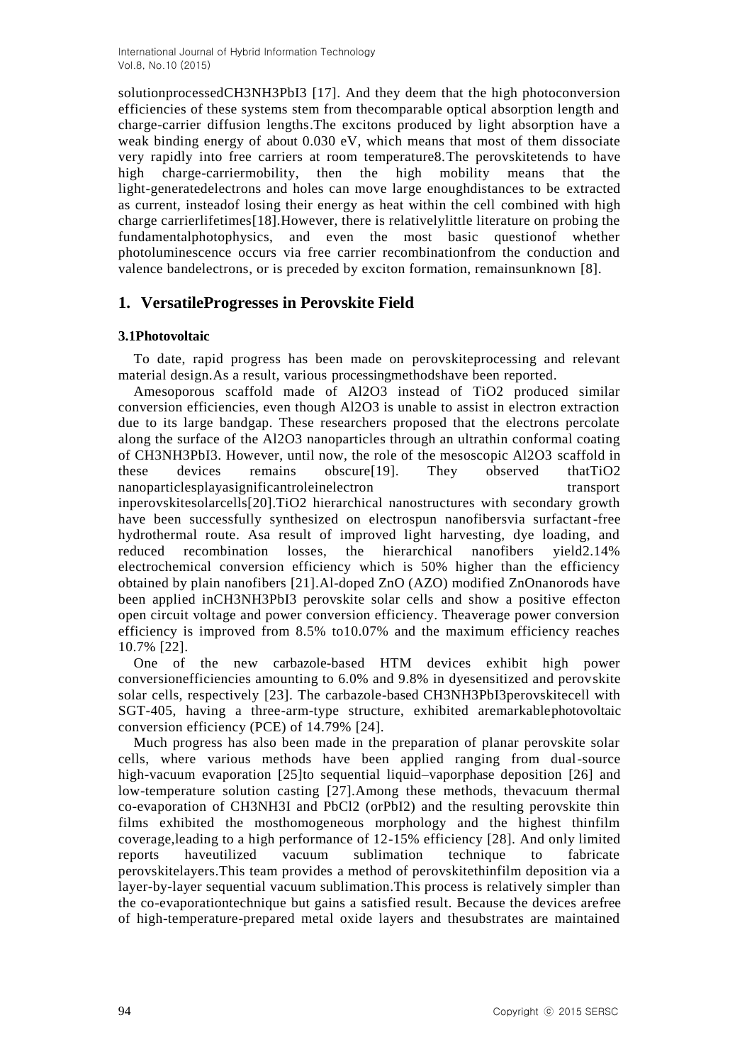solutionprocessed$CH_3NH_3PbI_3$ [17]. And they deem that the high photoconversion efficiencies of these systems stem from thecomparable optical absorption length and charge-carrier diffusion lengths.The excitons produced by light absorption have a weak binding energy of about 0.030 eV, which means that most of them dissociate very rapidly into free carriers at room temperature8.The perovskitetends to have high charge-carriermobility, then the high mobility means that the light-generatedelectrons and holes can move large enoughdistances to be extracted as current, insteadof losing their energy as heat within the cell combined with high charge carrierlifetimes[18].However, there is relativelylittle literature on probing the fundamentalphotophysics, and even the most basic questionof whether photoluminescence occurs via free carrier recombinationfrom the conduction and valence bandelectrons, or is preceded by exciton formation, remainsunknown [8].

## 1. VersatileProgresses in Perovskite Field

### 3.1Photovoltaic

To date, rapid progress has been made on perovskiteprocessing and relevant material design.As a result, various processingmethodshave been reported.

Amesoporous scaffold made of $Al_2O_3$ instead of $TiO_2$ produced similar conversion efficiencies, even though $Al_2O_3$ is unable to assist in electron extraction due to its large bandgap. These researchers proposed that the electrons percolate along the surface of the $Al_2O_3$ nanoparticles through an ultrathin conformal coating of $CH_3NH_3PbI_3$. However, until now, the role of the mesoscopic $Al_2O_3$ scaffold in these devices remains obscure[19]. They observed that$TiO_2$ nanoparticlesplayasignificantroleinelectron transport inperovskitesolarcells[20].$TiO_2$ hierarchical nanostructures with secondary growth have been successfully synthesized on electrospun nanofibersvia surfactant-free hydrothermal route. Asa result of improved light harvesting, dye loading, and reduced recombination losses, the hierarchical nanofibers yield2.14% electrochemical conversion efficiency which is 50% higher than the efficiency obtained by plain nanofibers [21].Al-doped ZnO (AZO) modified ZnOnanorods have been applied in$CH_3NH_3PbI_3$ perovskite solar cells and show a positive effecton open circuit voltage and power conversion efficiency. Theaverage power conversion efficiency is improved from 8.5% to10.07% and the maximum efficiency reaches 10.7% [22].

One of the new carbazole-based HTM devices exhibit high power conversionefficiencies amounting to 6.0% and 9.8% in dyesensitized and perovskite solar cells, respectively [23]. The carbazole-based $CH_3NH_3PbI_3$perovskitecell with SGT-405, having a three-arm-type structure, exhibited aremarkablephotovoltaic conversion efficiency (PCE) of 14.79% [24].

Much progress has also been made in the preparation of planar perovskite solar cells, where various methods have been applied ranging from dual-source high-vacuum evaporation [25]to sequential liquid–vaporphase deposition [26] and low-temperature solution casting [27].Among these methods, thevacuum thermal co-evaporation of $CH_3NH_3I$ and $PbCl_2$ (or$PbI_2$) and the resulting perovskite thin films exhibited the mosthomogeneous morphology and the highest thinfilm coverage,leading to a high performance of 12-15% efficiency [28]. And only limited reports haveutilized vacuum sublimation technique to fabricate perovskitelayers.This team provides a method of perovskitethinfilm deposition via a layer-by-layer sequential vacuum sublimation.This process is relatively simpler than the co-evaporationtechnique but gains a satisfied result. Because the devices arefree of high-temperature-prepared metal oxide layers and thesubstrates are maintained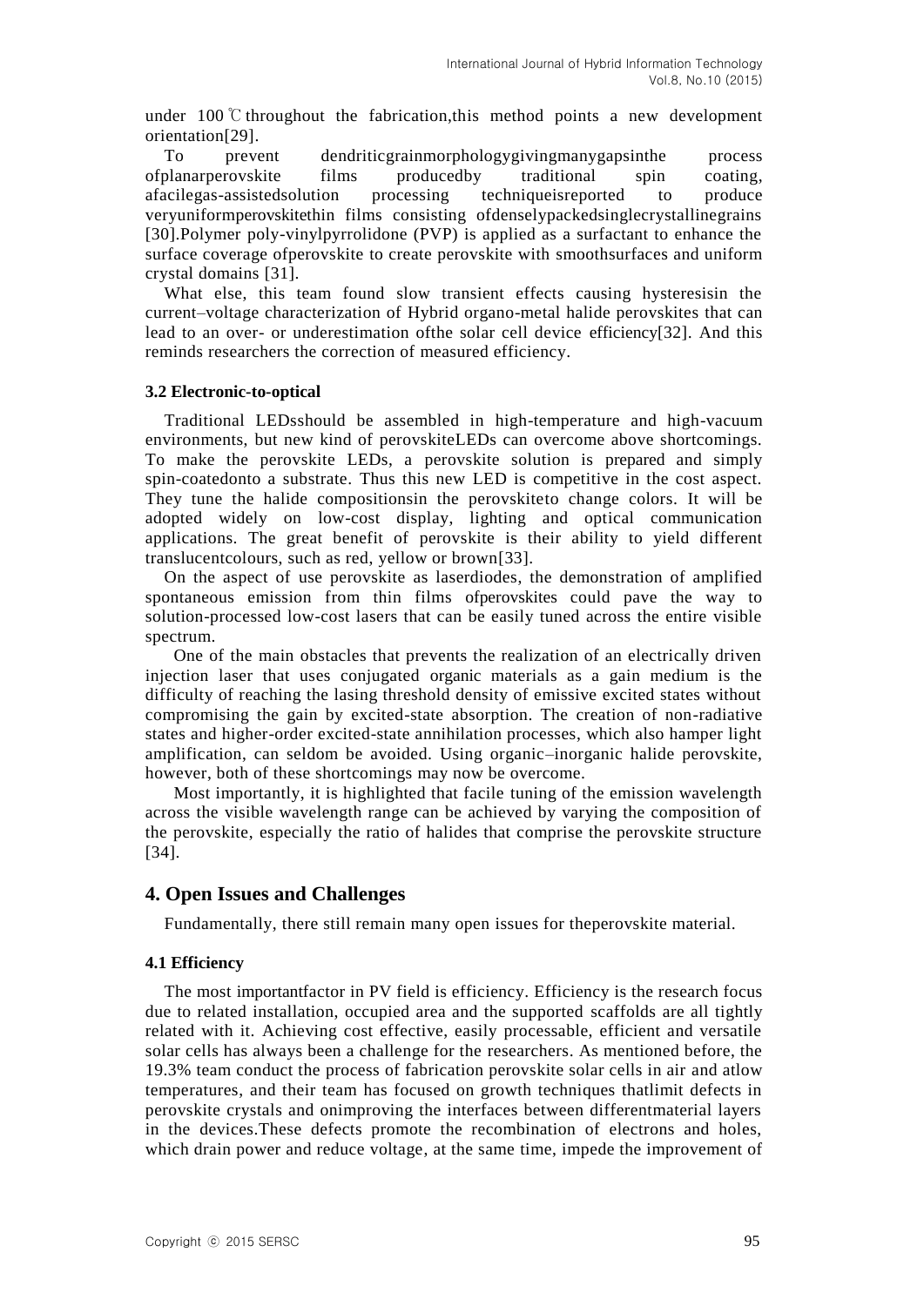under 100 ℃ throughout the fabrication,this method points a new development orientation[29].

To prevent dendriticgrainmorphologygivingmanygapsinthe process ofplanarperovskite films producedby traditional spin coating, afacilegas-assistedsolution processing techniqueisreported to produce veryuniformperovskitethin films consisting ofdenselypackedsinglecrystallinegrains [30].Polymer poly-vinylpyrrolidone (PVP) is applied as a surfactant to enhance the surface coverage ofperovskite to create perovskite with smoothsurfaces and uniform crystal domains [31].

What else, this team found slow transient effects causing hysteresisin the current–voltage characterization of Hybrid organo-metal halide perovskites that can lead to an over- or underestimation ofthe solar cell device efficiency[32]. And this reminds researchers the correction of measured efficiency.

### 3.2 Electronic-to-optical

Traditional LEDsshould be assembled in high-temperature and high-vacuum environments, but new kind of perovskiteLEDs can overcome above shortcomings. To make the perovskite LEDs, a perovskite solution is prepared and simply spin-coatedonto a substrate. Thus this new LED is competitive in the cost aspect. They tune the halide compositionsin the perovskiteto change colors. It will be adopted widely on low-cost display, lighting and optical communication applications. The great benefit of perovskite is their ability to yield different translucentcolours, such as red, yellow or brown[33].

On the aspect of use perovskite as laserdiodes, the demonstration of amplified spontaneous emission from thin films ofperovskites could pave the way to solution-processed low-cost lasers that can be easily tuned across the entire visible spectrum.

One of the main obstacles that prevents the realization of an electrically driven injection laser that uses conjugated organic materials as a gain medium is the difficulty of reaching the lasing threshold density of emissive excited states without compromising the gain by excited-state absorption. The creation of non-radiative states and higher-order excited-state annihilation processes, which also hamper light amplification, can seldom be avoided. Using organic–inorganic halide perovskite, however, both of these shortcomings may now be overcome.

Most importantly, it is highlighted that facile tuning of the emission wavelength across the visible wavelength range can be achieved by varying the composition of the perovskite, especially the ratio of halides that comprise the perovskite structure [34].

## 4. Open Issues and Challenges

Fundamentally, there still remain many open issues for theperovskite material.

### 4.1 Efficiency

The most importantfactor in PV field is efficiency. Efficiency is the research focus due to related installation, occupied area and the supported scaffolds are all tightly related with it. Achieving cost effective, easily processable, efficient and versatile solar cells has always been a challenge for the researchers. As mentioned before, the 19.3% team conduct the process of fabrication perovskite solar cells in air and atlow temperatures, and their team has focused on growth techniques thatlimit defects in perovskite crystals and onimproving the interfaces between differentmaterial layers in the devices.These defects promote the recombination of electrons and holes, which drain power and reduce voltage, at the same time, impede the improvement of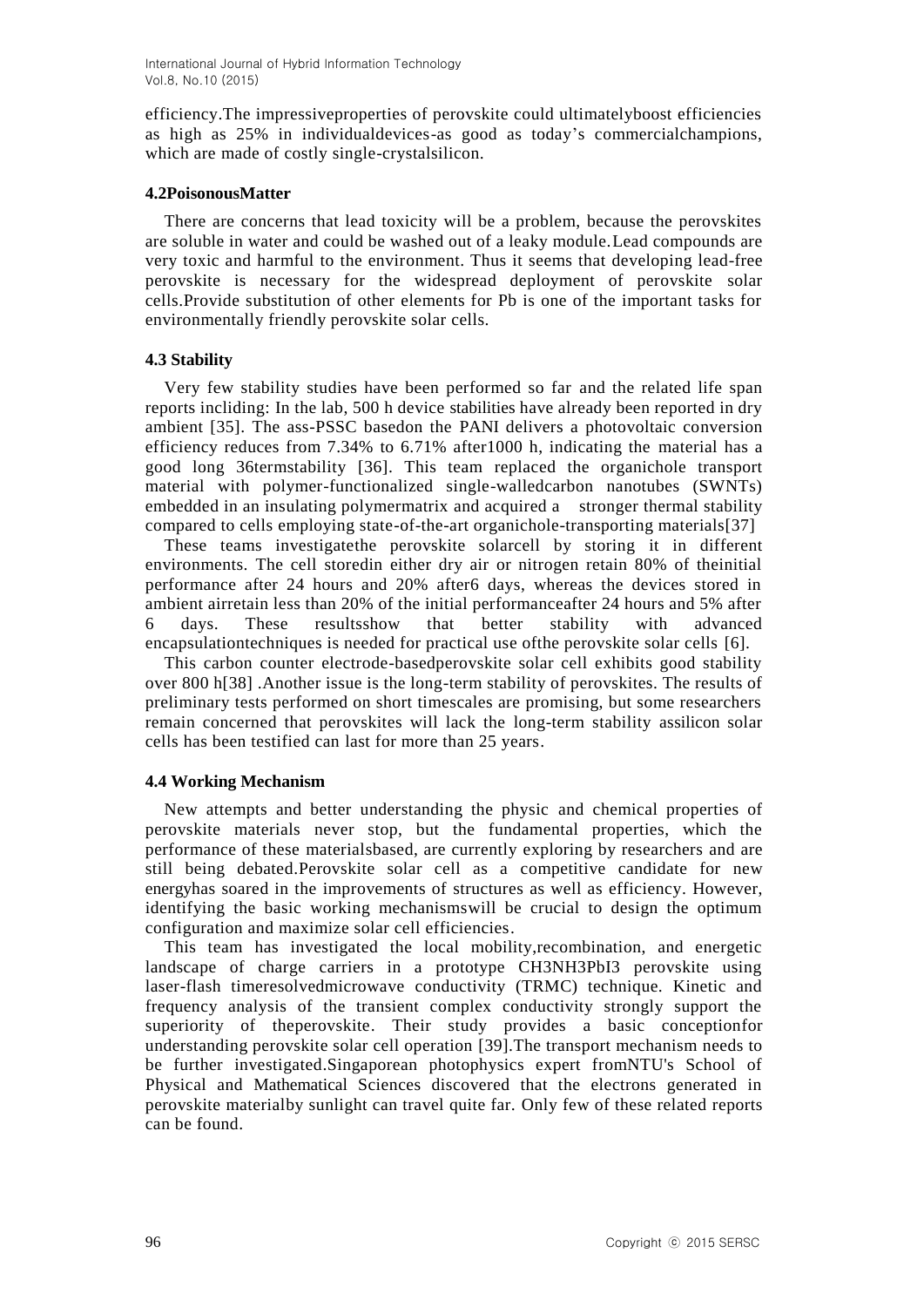efficiency.The impressiveproperties of perovskite could ultimatelyboost efficiencies as high as 25% in individualdevices-as good as today's commercialchampions, which are made of costly single-crystalsilicon.

### 4.2PoisonousMatter

There are concerns that lead toxicity will be a problem, because the perovskites are soluble in water and could be washed out of a leaky module.Lead compounds are very toxic and harmful to the environment. Thus it seems that developing lead-free perovskite is necessary for the widespread deployment of perovskite solar cells.Provide substitution of other elements for Pb is one of the important tasks for environmentally friendly perovskite solar cells.

### 4.3 Stability

Very few stability studies have been performed so far and the related life span reports incliding: In the lab, 500 h device stabilities have already been reported in dry ambient [35]. The ass-PSSC basedon the PANI delivers a photovoltaic conversion efficiency reduces from 7.34% to 6.71% after1000 h, indicating the material has a good long 36termstability [36]. This team replaced the organichole transport material with polymer-functionalized single-walledcarbon nanotubes (SWNTs) embedded in an insulating polymermatrix and acquired a stronger thermal stability compared to cells employing state-of-the-art organichole-transporting materials[37]

These teams investigatethe perovskite solarcell by storing it in different environments. The cell storedin either dry air or nitrogen retain 80% of theinitial performance after 24 hours and 20% after6 days, whereas the devices stored in ambient airretain less than 20% of the initial performanceafter 24 hours and 5% after 6 days. These resultsshow that better stability with advanced encapsulationtechniques is needed for practical use ofthe perovskite solar cells [6].

This carbon counter electrode-basedperovskite solar cell exhibits good stability over 800 h[38] .Another issue is the long-term stability of perovskites. The results of preliminary tests performed on short timescales are promising, but some researchers remain concerned that perovskites will lack the long-term stability assilicon solar cells has been testified can last for more than 25 years.

### 4.4 Working Mechanism

New attempts and better understanding the physic and chemical properties of perovskite materials never stop, but the fundamental properties, which the performance of these materialsbased, are currently exploring by researchers and are still being debated.Perovskite solar cell as a competitive candidate for new energyhas soared in the improvements of structures as well as efficiency. However, identifying the basic working mechanismswill be crucial to design the optimum configuration and maximize solar cell efficiencies.

This team has investigated the local mobility,recombination, and energetic landscape of charge carriers in a prototype $CH_3NH_3PbI_3$ perovskite using laser-flash timeresolvedmicrowave conductivity (TRMC) technique. Kinetic and frequency analysis of the transient complex conductivity strongly support the superiority of theperovskite. Their study provides a basic conceptionfor understanding perovskite solar cell operation [39].The transport mechanism needs to be further investigated.Singaporean photophysics expert fromNTU's School of Physical and Mathematical Sciences discovered that the electrons generated in perovskite materialby sunlight can travel quite far. Only few of these related reports can be found.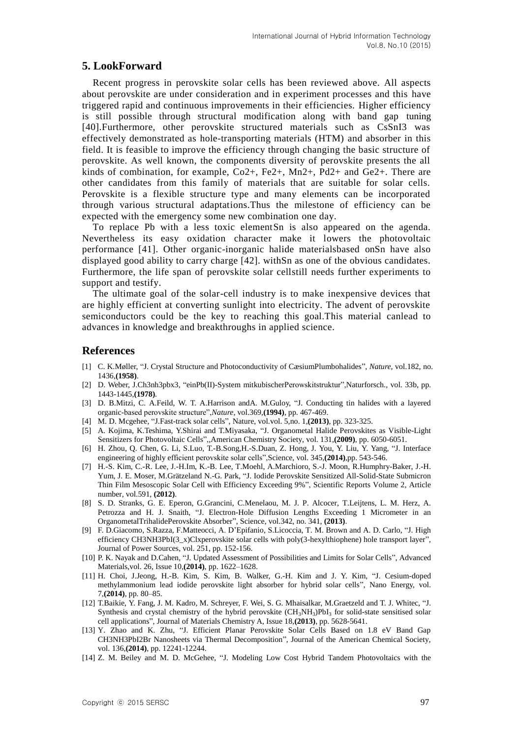## 5. LookForward

Recent progress in perovskite solar cells has been reviewed above. All aspects about perovskite are under consideration and in experiment processes and this have triggered rapid and continuous improvements in their efficiencies. Higher efficiency is still possible through structural modification along with band gap tuning [40].Furthermore, other perovskite structured materials such as CsSnI3 was effectively demonstrated as hole-transporting materials (HTM) and absorber in this field. It is feasible to improve the efficiency through changing the basic structure of perovskite. As well known, the components diversity of perovskite presents the all kinds of combination, for example, Co2+, Fe2+, Mn2+, Pd2+ and Ge2+. There are other candidates from this family of materials that are suitable for solar cells. Perovskite is a flexible structure type and many elements can be incorporated through various structural adaptations.Thus the milestone of efficiency can be expected with the emergency some new combination one day.

To replace Pb with a less toxic elementSn is also appeared on the agenda. Nevertheless its easy oxidation character make it lowers the photovoltaic performance [41]. Other organic-inorganic halide materialsbased onSn have also displayed good ability to carry charge [42]. withSn as one of the obvious candidates. Furthermore, the life span of perovskite solar cellstill needs further experiments to support and testify.

The ultimate goal of the solar-cell industry is to make inexpensive devices that are highly efficient at converting sunlight into electricity. The advent of perovskite semiconductors could be the key to reaching this goal.This material canlead to advances in knowledge and breakthroughs in applied science.

## References

[1] C. K.Møller, "J. Crystal Structure and Photoconductivity of CæsiumPlumbohalides", *Nature*, vol.182, no. 1436,**(1958)**.

[2] D. Weber, J.Ch3nh3pbx3, "einPb(II)-System mitkubischerPerowskitstruktur",Naturforsch., vol. 33b, pp. 1443-1445,**(1978)**.

[3] D. B.Mitzi, C. A.Feild, W. T. A.Harrison andA. M.Guloy, "J. Conducting tin halides with a layered organic-based perovskite structure",*Nature*, vol.369,**(1994)**, pp. 467-469.

[4] M. D. Mcgehee, "J.Fast-track solar cells", Nature, vol.vol. 5,no. 1,**(2013)**, pp. 323-325.

[5] A. Kojima, K.Teshima, Y.Shirai and T.Miyasaka, "J. Organometal Halide Perovskites as Visible-Light Sensitizers for Photovoltaic Cells",,American Chemistry Society, vol. 131,**(2009)**, pp. 6050-6051.

[6] H. Zhou, Q. Chen, G. Li, S.Luo, T.-B.Song,H.-S.Duan, Z. Hong, J. You, Y. Liu, Y. Yang, "J. Interface engineering of highly efficient perovskite solar cells",Science, vol. 345,**(2014)**,pp. 543-546.

[7] H.-S. Kim, C.-R. Lee, J.-H.Im, K.-B. Lee, T.Moehl, A.Marchioro, S.-J. Moon, R.Humphry-Baker, J.-H. Yum, J. E. Moser, M.Grätzeland N.-G. Park, "J. Iodide Perovskite Sensitized All-Solid-State Submicron Thin Film Mesoscopic Solar Cell with Efficiency Exceeding 9%", Scientific Reports Volume 2, Article number, vol.591, **(2012)**.

[8] S. D. Stranks, G. E. Eperon, G.Grancini, C.Menelaou, M. J. P. Alcocer, T.Leijtens, L. M. Herz, A. Petrozza and H. J. Snaith, "J. Electron-Hole Diffusion Lengths Exceeding 1 Micrometer in an OrganometalTrihalidePerovskite Absorber", Science, vol.342, no. 341, **(2013)**.

[9] F. D.Giacomo, S.Razza, F.Matteocci, A. D'Epifanio, S.Licoccia, T. M. Brown and A. D. Carlo, "J. High efficiency CH3NH3PbI(3_x)Clxperovskite solar cells with poly(3-hexylthiophene) hole transport layer", Journal of Power Sources, vol. 251, pp. 152-156.

[10] P. K. Nayak and D.Cahen, "J. Updated Assessment of Possibilities and Limits for Solar Cells", Advanced Materials,vol. 26, Issue 10,**(2014)**, pp. 1622–1628.

[11] H. Choi, J.Jeong, H.-B. Kim, S. Kim, B. Walker, G.-H. Kim and J. Y. Kim, "J. Cesium-doped methylammonium lead iodide perovskite light absorber for hybrid solar cells", Nano Energy, vol. 7,**(2014)**, pp. 80–85.

[12] T.Baikie, Y. Fang, J. M. Kadro, M. Schreyer, F. Wei, S. G. Mhaisalkar, M.Graetzeld and T. J. Whitec, "J. Synthesis and crystal chemistry of the hybrid perovskite ($CH_3NH_3$)$PbI_3$ for solid-state sensitised solar cell applications", Journal of Materials Chemistry A, Issue 18,**(2013)**, pp. 5628-5641.

[13] Y. Zhao and K. Zhu, "J. Efficient Planar Perovskite Solar Cells Based on 1.8 eV Band Gap CH3NH3PbI2Br Nanosheets via Thermal Decomposition", Journal of the American Chemical Society, vol. 136,**(2014)**, pp. 12241-12244.

[14] Z. M. Beiley and M. D. McGehee, "J. Modeling Low Cost Hybrid Tandem Photovoltaics with the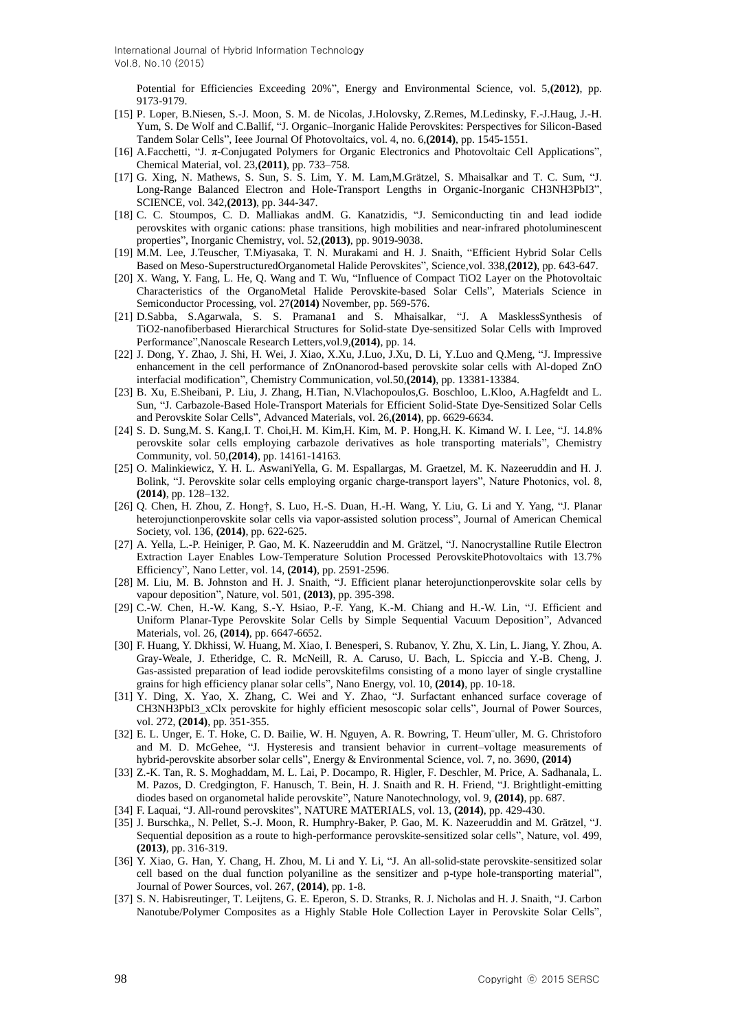Potential for Efficiencies Exceeding 20%", Energy and Environmental Science, vol. 5,**(2012)**, pp. 9173-9179.

[15] P. Loper, B.Niesen, S.-J. Moon, S. M. de Nicolas, J.Holovsky, Z.Remes, M.Ledinsky, F.-J.Haug, J.-H. Yum, S. De Wolf and C.Ballif, "J. Organic–Inorganic Halide Perovskites: Perspectives for Silicon-Based Tandem Solar Cells", Ieee Journal Of Photovoltaics, vol. 4, no. 6,**(2014)**, pp. 1545-1551.

[16] A.Facchetti, "J. π-Conjugated Polymers for Organic Electronics and Photovoltaic Cell Applications", Chemical Material, vol. 23,**(2011)**, pp. 733–758.

[17] G. Xing, N. Mathews, S. Sun, S. S. Lim, Y. M. Lam,M.Grätzel, S. Mhaisalkar and T. C. Sum, "J. Long-Range Balanced Electron and Hole-Transport Lengths in Organic-Inorganic CH3NH3PbI3", SCIENCE, vol. 342,**(2013)**, pp. 344-347.

[18] C. C. Stoumpos, C. D. Malliakas andM. G. Kanatzidis, "J. Semiconducting tin and lead iodide perovskites with organic cations: phase transitions, high mobilities and near-infrared photoluminescent properties", Inorganic Chemistry, vol. 52,**(2013)**, pp. 9019-9038.

[19] M.M. Lee, J.Teuscher, T.Miyasaka, T. N. Murakami and H. J. Snaith, "Efficient Hybrid Solar Cells Based on Meso-SuperstructuredOrganometal Halide Perovskites", Science,vol. 338,**(2012)**, pp. 643-647.

[20] X. Wang, Y. Fang, L. He, Q. Wang and T. Wu, "Influence of Compact TiO2 Layer on the Photovoltaic Characteristics of the OrganoMetal Halide Perovskite-based Solar Cells", Materials Science in Semiconductor Processing, vol. 27**(2014)** November, pp. 569-576.

[21] D.Sabba, S.Agarwala, S. S. Pramana1 and S. Mhaisalkar, "J. A MasklessSynthesis of TiO2-nanofiberbased Hierarchical Structures for Solid-state Dye-sensitized Solar Cells with Improved Performance",Nanoscale Research Letters,vol.9,**(2014)**, pp. 14.

[22] J. Dong, Y. Zhao, J. Shi, H. Wei, J. Xiao, X.Xu, J.Luo, J.Xu, D. Li, Y.Luo and Q.Meng, "J. Impressive enhancement in the cell performance of ZnOnanorod-based perovskite solar cells with Al-doped ZnO interfacial modification", Chemistry Communication, vol.50,**(2014)**, pp. 13381-13384.

[23] B. Xu, E.Sheibani, P. Liu, J. Zhang, H.Tian, N.Vlachopoulos,G. Boschloo, L.Kloo, A.Hagfeldt and L. Sun, "J. Carbazole-Based Hole-Transport Materials for Efficient Solid-State Dye-Sensitized Solar Cells and Perovskite Solar Cells", Advanced Materials, vol. 26,**(2014)**, pp. 6629-6634.

[24] S. D. Sung,M. S. Kang,I. T. Choi,H. M. Kim,H. Kim, M. P. Hong,H. K. Kimand W. I. Lee, "J. 14.8% perovskite solar cells employing carbazole derivatives as hole transporting materials", Chemistry Community, vol. 50,**(2014)**, pp. 14161-14163.

[25] O. Malinkiewicz, Y. H. L. AswaniYella, G. M. Espallargas, M. Graetzel, M. K. Nazeeruddin and H. J. Bolink, "J. Perovskite solar cells employing organic charge-transport layers", Nature Photonics, vol. 8, **(2014)**, pp. 128–132.

[26] Q. Chen, H. Zhou, Z. Hong†, S. Luo, H.-S. Duan, H.-H. Wang, Y. Liu, G. Li and Y. Yang, "J. Planar heterojunctionperovskite solar cells via vapor-assisted solution process", Journal of American Chemical Society, vol. 136, **(2014)**, pp. 622-625.

[27] A. Yella, L.-P. Heiniger, P. Gao, M. K. Nazeeruddin and M. Grätzel, "J. Nanocrystalline Rutile Electron Extraction Layer Enables Low-Temperature Solution Processed PerovskitePhotovoltaics with 13.7% Efficiency", Nano Letter, vol. 14, **(2014)**, pp. 2591-2596.

[28] M. Liu, M. B. Johnston and H. J. Snaith, "J. Efficient planar heterojunctionperovskite solar cells by vapour deposition", Nature, vol. 501, **(2013)**, pp. 395-398.

[29] C.-W. Chen, H.-W. Kang, S.-Y. Hsiao, P.-F. Yang, K.-M. Chiang and H.-W. Lin, "J. Efficient and Uniform Planar-Type Perovskite Solar Cells by Simple Sequential Vacuum Deposition", Advanced Materials, vol. 26, **(2014)**, pp. 6647-6652.

[30] F. Huang, Y. Dkhissi, W. Huang, M. Xiao, I. Benesperi, S. Rubanov, Y. Zhu, X. Lin, L. Jiang, Y. Zhou, A. Gray-Weale, J. Etheridge, C. R. McNeill, R. A. Caruso, U. Bach, L. Spiccia and Y.-B. Cheng, J. Gas-assisted preparation of lead iodide perovskitefilms consisting of a mono layer of single crystalline grains for high efficiency planar solar cells", Nano Energy, vol. 10, **(2014)**, pp. 10-18.

[31] Y. Ding, X. Yao, X. Zhang, C. Wei and Y. Zhao, "J. Surfactant enhanced surface coverage of CH3NH3PbI3_xClx perovskite for highly efficient mesoscopic solar cells", Journal of Power Sources, vol. 272, **(2014)**, pp. 351-355.

[32] E. L. Unger, E. T. Hoke, C. D. Bailie, W. H. Nguyen, A. R. Bowring, T. Heum¨uller, M. G. Christoforo and M. D. McGehee, "J. Hysteresis and transient behavior in current–voltage measurements of hybrid-perovskite absorber solar cells", Energy & Environmental Science, vol. 7, no. 3690, **(2014)**

[33] Z.-K. Tan, R. S. Moghaddam, M. L. Lai, P. Docampo, R. Higler, F. Deschler, M. Price, A. Sadhanala, L. M. Pazos, D. Credgington, F. Hanusch, T. Bein, H. J. Snaith and R. H. Friend, "J. Brightlight-emitting diodes based on organometal halide perovskite", Nature Nanotechnology, vol. 9, **(2014)**, pp. 687.

[34] F. Laquai, "J. All-round perovskites", NATURE MATERIALS, vol. 13, **(2014)**, pp. 429-430.

[35] J. Burschka,, N. Pellet, S.-J. Moon, R. Humphry-Baker, P. Gao, M. K. Nazeeruddin and M. Grätzel, "J. Sequential deposition as a route to high-performance perovskite-sensitized solar cells", Nature, vol. 499, **(2013)**, pp. 316-319.

[36] Y. Xiao, G. Han, Y. Chang, H. Zhou, M. Li and Y. Li, "J. An all-solid-state perovskite-sensitized solar cell based on the dual function polyaniline as the sensitizer and p-type hole-transporting material", Journal of Power Sources, vol. 267, **(2014)**, pp. 1-8.

[37] S. N. Habisreutinger, T. Leijtens, G. E. Eperon, S. D. Stranks, R. J. Nicholas and H. J. Snaith, "J. Carbon Nanotube/Polymer Composites as a Highly Stable Hole Collection Layer in Perovskite Solar Cells",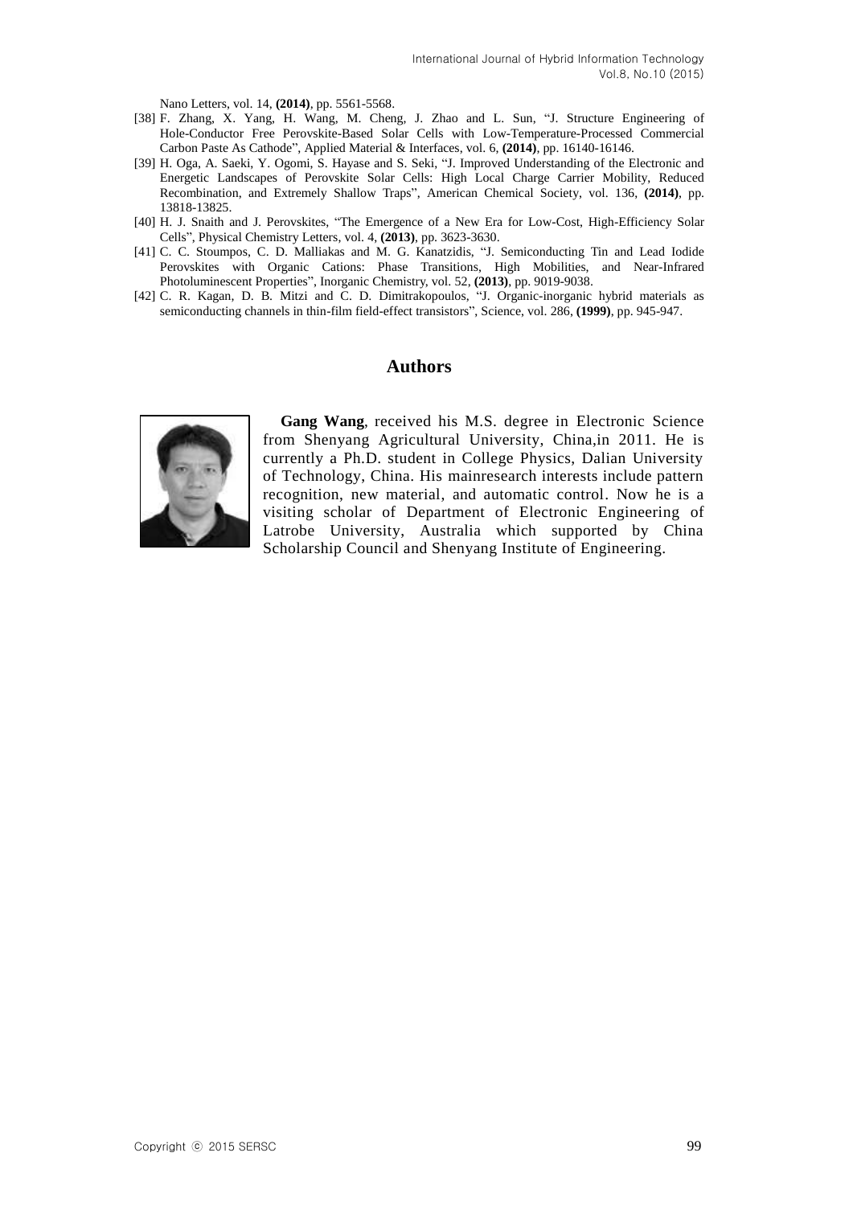Nano Letters, vol. 14, **(2014)**, pp. 5561-5568.

[38] F. Zhang, X. Yang, H. Wang, M. Cheng, J. Zhao and L. Sun, "J. Structure Engineering of Hole-Conductor Free Perovskite-Based Solar Cells with Low-Temperature-Processed Commercial Carbon Paste As Cathode", Applied Material & Interfaces, vol. 6, **(2014)**, pp. 16140-16146.

[39] H. Oga, A. Saeki, Y. Ogomi, S. Hayase and S. Seki, "J. Improved Understanding of the Electronic and Energetic Landscapes of Perovskite Solar Cells: High Local Charge Carrier Mobility, Reduced Recombination, and Extremely Shallow Traps", American Chemical Society, vol. 136, **(2014)**, pp. 13818-13825.

[40] H. J. Snaith and J. Perovskites, "The Emergence of a New Era for Low-Cost, High-Efficiency Solar Cells", Physical Chemistry Letters, vol. 4, **(2013)**, pp. 3623-3630.

[41] C. C. Stoumpos, C. D. Malliakas and M. G. Kanatzidis, "J. Semiconducting Tin and Lead Iodide Perovskites with Organic Cations: Phase Transitions, High Mobilities, and Near-Infrared Photoluminescent Properties", Inorganic Chemistry, vol. 52, **(2013)**, pp. 9019-9038.

[42] C. R. Kagan, D. B. Mitzi and C. D. Dimitrakopoulos, "J. Organic-inorganic hybrid materials as semiconducting channels in thin-film field-effect transistors", Science, vol. 286, **(1999)**, pp. 945-947.

## Authors

**Gang Wang**, received his M.S. degree in Electronic Science from Shenyang Agricultural University, China,in 2011. He is currently a Ph.D. student in College Physics, Dalian University of Technology, China. His mainresearch interests include pattern recognition, new material, and automatic control. Now he is a visiting scholar of Department of Electronic Engineering of Latrobe University, Australia which supported by China Scholarship Council and Shenyang Institute of Engineering.